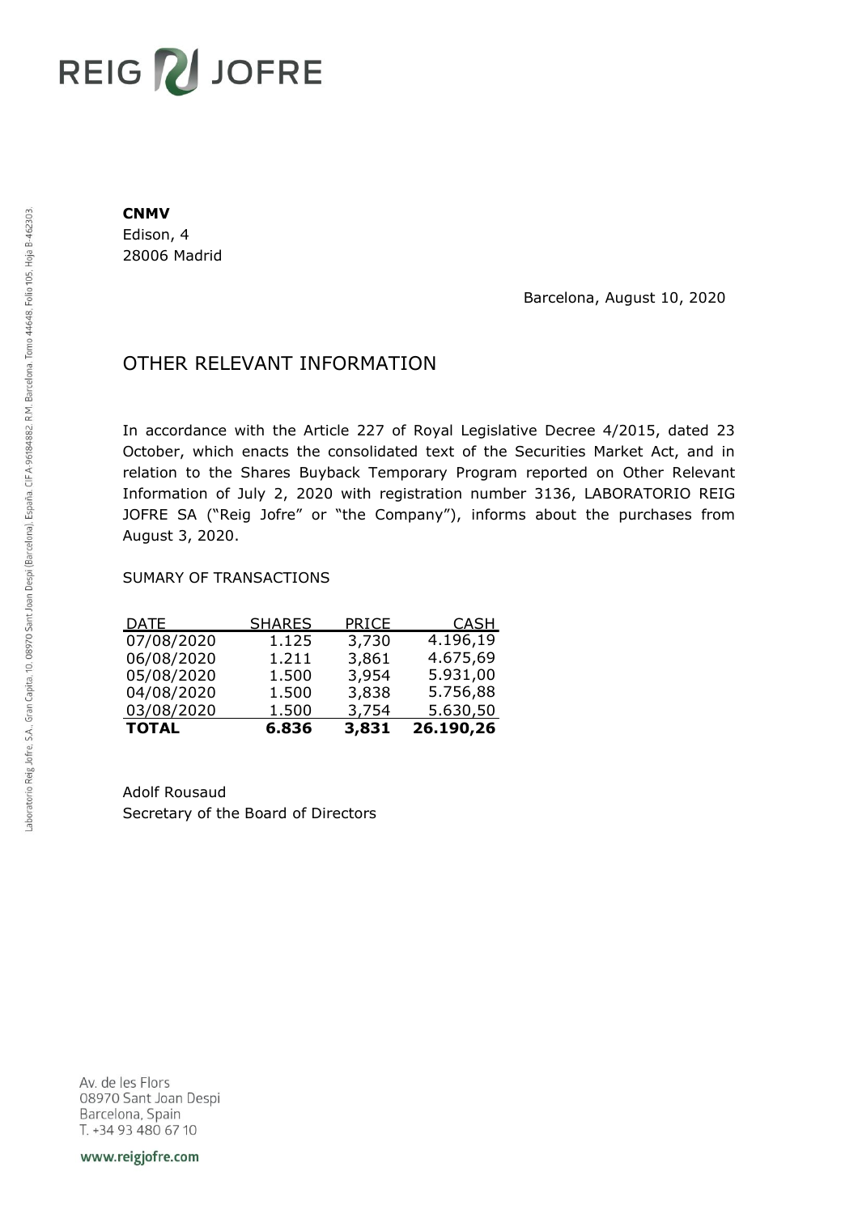**CNMV**
Edison, 4
28006 Madrid

Barcelona, August 10, 2020

# OTHER RELEVANT INFORMATION

In accordance with the Article 227 of Royal Legislative Decree 4/2015, dated 23 October, which enacts the consolidated text of the Securities Market Act, and in relation to the Shares Buyback Temporary Program reported on Other Relevant Information of July 2, 2020 with registration number 3136, LABORATORIO REIG JOFRE SA ("Reig Jofre" or "the Company"), informs about the purchases from August 3, 2020.

SUMARY OF TRANSACTIONS

| DATE | SHARES | PRICE | CASH |
|---|---|---|---|
| 07/08/2020 | 1.125 | 3,730 | 4.196,19 |
| 06/08/2020 | 1.211 | 3,861 | 4.675,69 |
| 05/08/2020 | 1.500 | 3,954 | 5.931,00 |
| 04/08/2020 | 1.500 | 3,838 | 5.756,88 |
| 03/08/2020 | 1.500 | 3,754 | 5.630,50 |
| **TOTAL** | **6.836** | **3,831** | **26.190,26** |

Adolf Rousaud
Secretary of the Board of Directors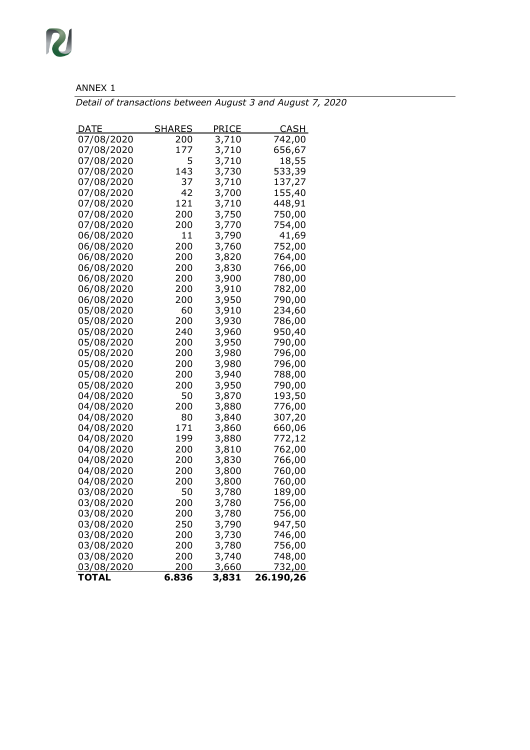ANNEX 1

*Detail of transactions between August 3 and August 7, 2020*

| DATE | SHARES | PRICE | CASH |
|---|---|---|---|
| 07/08/2020 | 200 | 3,710 | 742,00 |
| 07/08/2020 | 177 | 3,710 | 656,67 |
| 07/08/2020 | 5 | 3,710 | 18,55 |
| 07/08/2020 | 143 | 3,730 | 533,39 |
| 07/08/2020 | 37 | 3,710 | 137,27 |
| 07/08/2020 | 42 | 3,700 | 155,40 |
| 07/08/2020 | 121 | 3,710 | 448,91 |
| 07/08/2020 | 200 | 3,750 | 750,00 |
| 07/08/2020 | 200 | 3,770 | 754,00 |
| 06/08/2020 | 11 | 3,790 | 41,69 |
| 06/08/2020 | 200 | 3,760 | 752,00 |
| 06/08/2020 | 200 | 3,820 | 764,00 |
| 06/08/2020 | 200 | 3,830 | 766,00 |
| 06/08/2020 | 200 | 3,900 | 780,00 |
| 06/08/2020 | 200 | 3,910 | 782,00 |
| 06/08/2020 | 200 | 3,950 | 790,00 |
| 05/08/2020 | 60 | 3,910 | 234,60 |
| 05/08/2020 | 200 | 3,930 | 786,00 |
| 05/08/2020 | 240 | 3,960 | 950,40 |
| 05/08/2020 | 200 | 3,950 | 790,00 |
| 05/08/2020 | 200 | 3,980 | 796,00 |
| 05/08/2020 | 200 | 3,980 | 796,00 |
| 05/08/2020 | 200 | 3,940 | 788,00 |
| 05/08/2020 | 200 | 3,950 | 790,00 |
| 04/08/2020 | 50 | 3,870 | 193,50 |
| 04/08/2020 | 200 | 3,880 | 776,00 |
| 04/08/2020 | 80 | 3,840 | 307,20 |
| 04/08/2020 | 171 | 3,860 | 660,06 |
| 04/08/2020 | 199 | 3,880 | 772,12 |
| 04/08/2020 | 200 | 3,810 | 762,00 |
| 04/08/2020 | 200 | 3,830 | 766,00 |
| 04/08/2020 | 200 | 3,800 | 760,00 |
| 04/08/2020 | 200 | 3,800 | 760,00 |
| 03/08/2020 | 50 | 3,780 | 189,00 |
| 03/08/2020 | 200 | 3,780 | 756,00 |
| 03/08/2020 | 200 | 3,780 | 756,00 |
| 03/08/2020 | 250 | 3,790 | 947,50 |
| 03/08/2020 | 200 | 3,730 | 746,00 |
| 03/08/2020 | 200 | 3,780 | 756,00 |
| 03/08/2020 | 200 | 3,740 | 748,00 |
| 03/08/2020 | 200 | 3,660 | 732,00 |
| **TOTAL** | **6.836** | **3,831** | **26.190,26** |